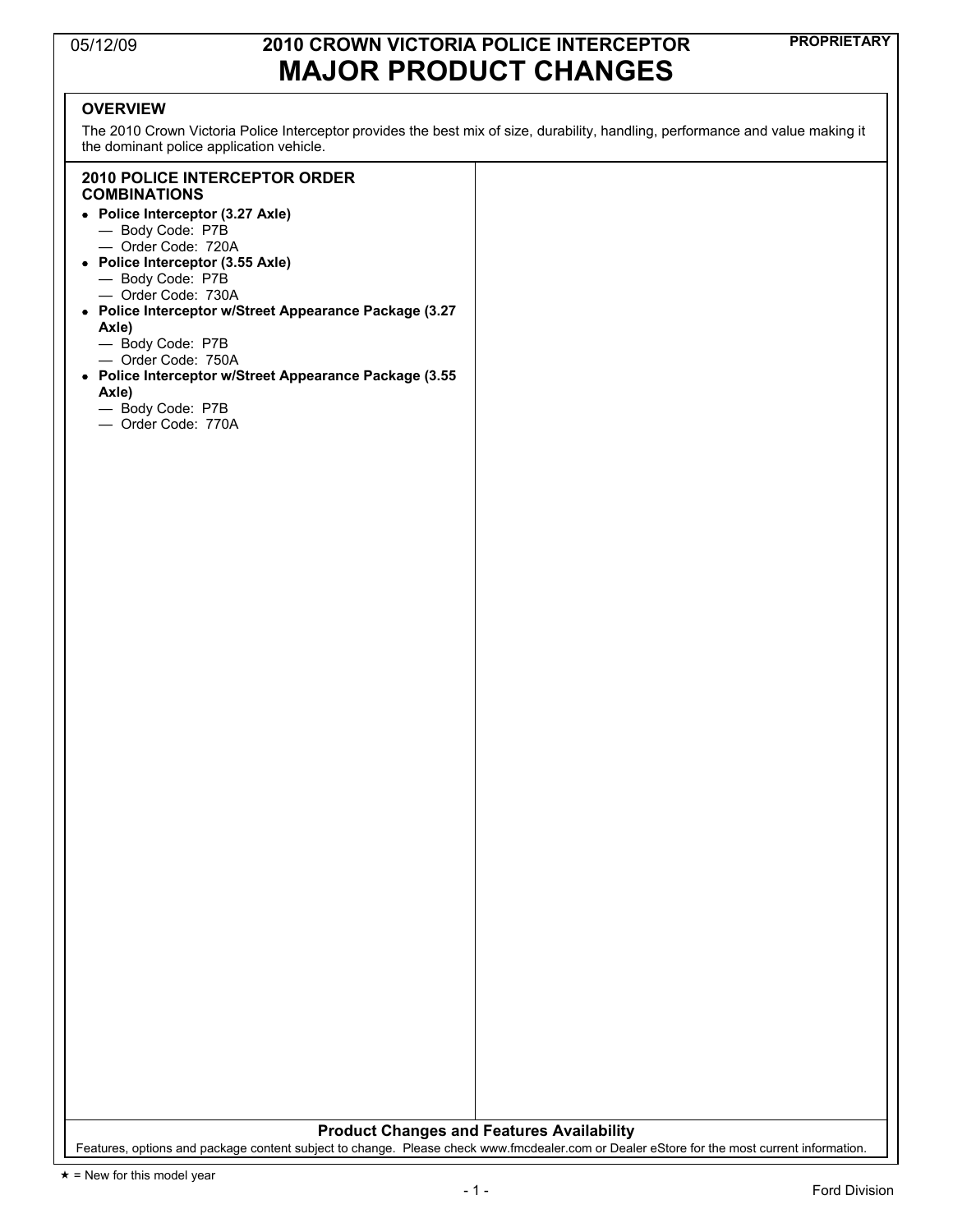05/12/09

# 2010 CROWN VICTORIA POLICE INTERCEPTOR

**PROPRIETARY**

# MAJOR PRODUCT CHANGES

## OVERVIEW

The 2010 Crown Victoria Police Interceptor provides the best mix of size, durability, handling, performance and value making it the dominant police application vehicle.

## 2010 POLICE INTERCEPTOR ORDER COMBINATIONS

- **Police Interceptor (3.27 Axle)**
  - — Body Code: P7B
  - — Order Code: 720A
- **Police Interceptor (3.55 Axle)**
  - — Body Code: P7B
  - — Order Code: 730A
- **Police Interceptor w/Street Appearance Package (3.27 Axle)**
  - — Body Code: P7B
  - — Order Code: 750A
- **Police Interceptor w/Street Appearance Package (3.55 Axle)**
  - — Body Code: P7B
  - — Order Code: 770A

**Product Changes and Features Availability**

Features, options and package content subject to change. Please check www.fmcdealer.com or Dealer eStore for the most current information.

★ = New for this model year

Ford Division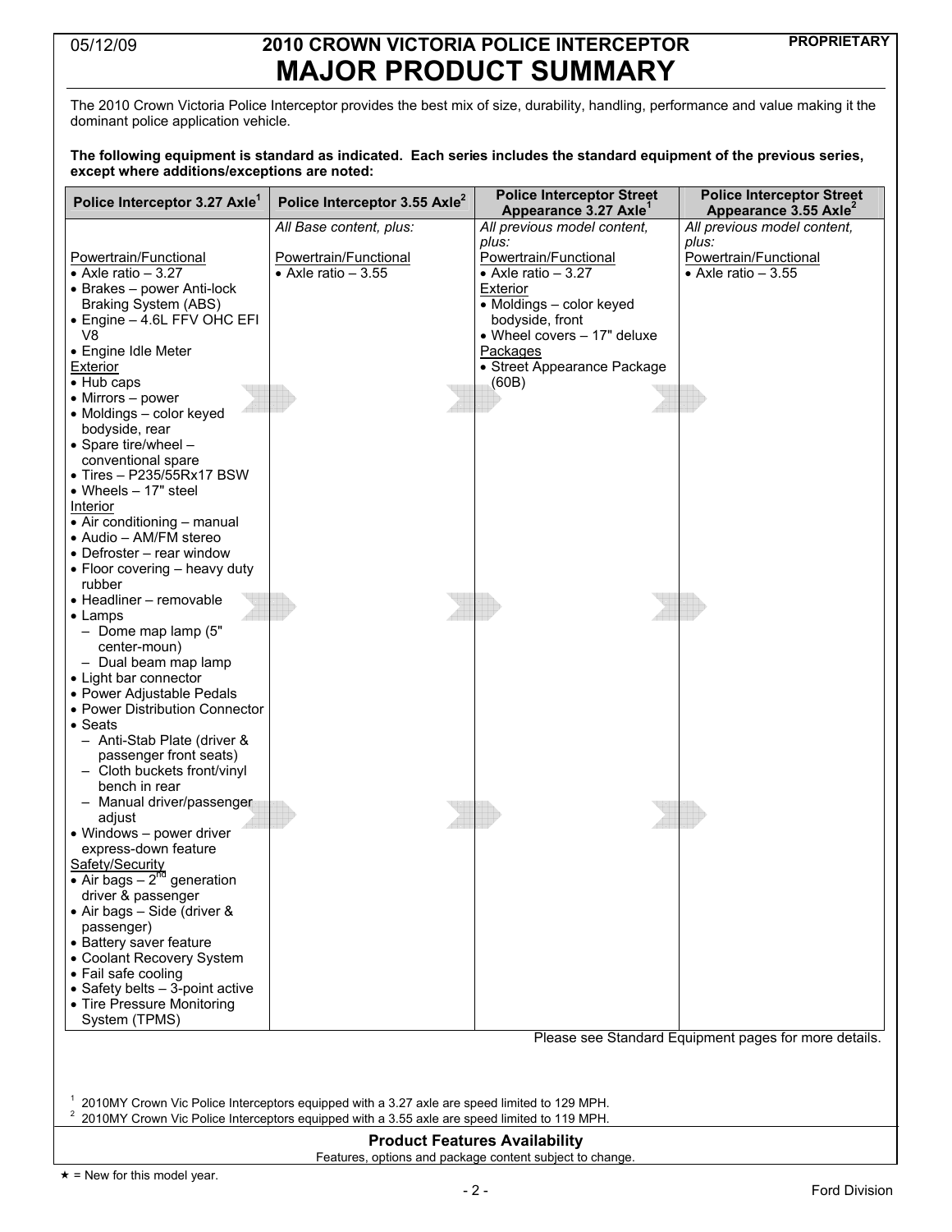05/12/09

# 2010 CROWN VICTORIA POLICE INTERCEPTOR MAJOR PRODUCT SUMMARY

PROPRIETARY

The 2010 Crown Victoria Police Interceptor provides the best mix of size, durability, handling, performance and value making it the dominant police application vehicle.

**The following equipment is standard as indicated. Each series includes the standard equipment of the previous series, except where additions/exceptions are noted:**

| Police Interceptor 3.27 Axle[1] | Police Interceptor 3.55 Axle[2] | Police Interceptor Street Appearance 3.27 Axle[1] | Police Interceptor Street Appearance 3.55 Axle[2] |
|---|---|---|---|
| Powertrain/Functional<br>• Axle ratio – 3.27<br>• Brakes – power Anti-lock Braking System (ABS)<br>• Engine – 4.6L FFV OHC EFI V8<br>• Engine Idle Meter<br>Exterior<br>• Hub caps<br>• Mirrors – power<br>• Moldings – color keyed bodyside, rear<br>• Spare tire/wheel – conventional spare<br>• Tires – P235/55Rx17 BSW<br>• Wheels – 17" steel<br>Interior<br>• Air conditioning – manual<br>• Audio – AM/FM stereo<br>• Defroster – rear window<br>• Floor covering – heavy duty rubber<br>• Headliner – removable<br>• Lamps<br>– Dome map lamp (5" center-moun)<br>– Dual beam map lamp<br>• Light bar connector<br>• Power Adjustable Pedals<br>• Power Distribution Connector<br>• Seats<br>– Anti-Stab Plate (driver & passenger front seats)<br>– Cloth buckets front/vinyl bench in rear<br>– Manual driver/passenger adjust<br>• Windows – power driver express-down feature<br>Safety/Security<br>• Air bags – 2nd generation driver & passenger<br>• Air bags – Side (driver & passenger)<br>• Battery saver feature<br>• Coolant Recovery System<br>• Fail safe cooling<br>• Safety belts – 3-point active<br>• Tire Pressure Monitoring System (TPMS) | *All Base content, plus:*<br>Powertrain/Functional<br>• Axle ratio – 3.55 | *All previous model content, plus:*<br>Powertrain/Functional<br>• Axle ratio – 3.27<br>Exterior<br>• Moldings – color keyed bodyside, front<br>• Wheel covers – 17" deluxe<br>Packages<br>• Street Appearance Package (60B) | *All previous model content, plus:*<br>Powertrain/Functional<br>• Axle ratio – 3.55 |

Please see Standard Equipment pages for more details.

[1] 2010MY Crown Vic Police Interceptors equipped with a 3.27 axle are speed limited to 129 MPH.
[2] 2010MY Crown Vic Police Interceptors equipped with a 3.55 axle are speed limited to 119 MPH.

**Product Features Availability**

Features, options and package content subject to change.

★ = New for this model year.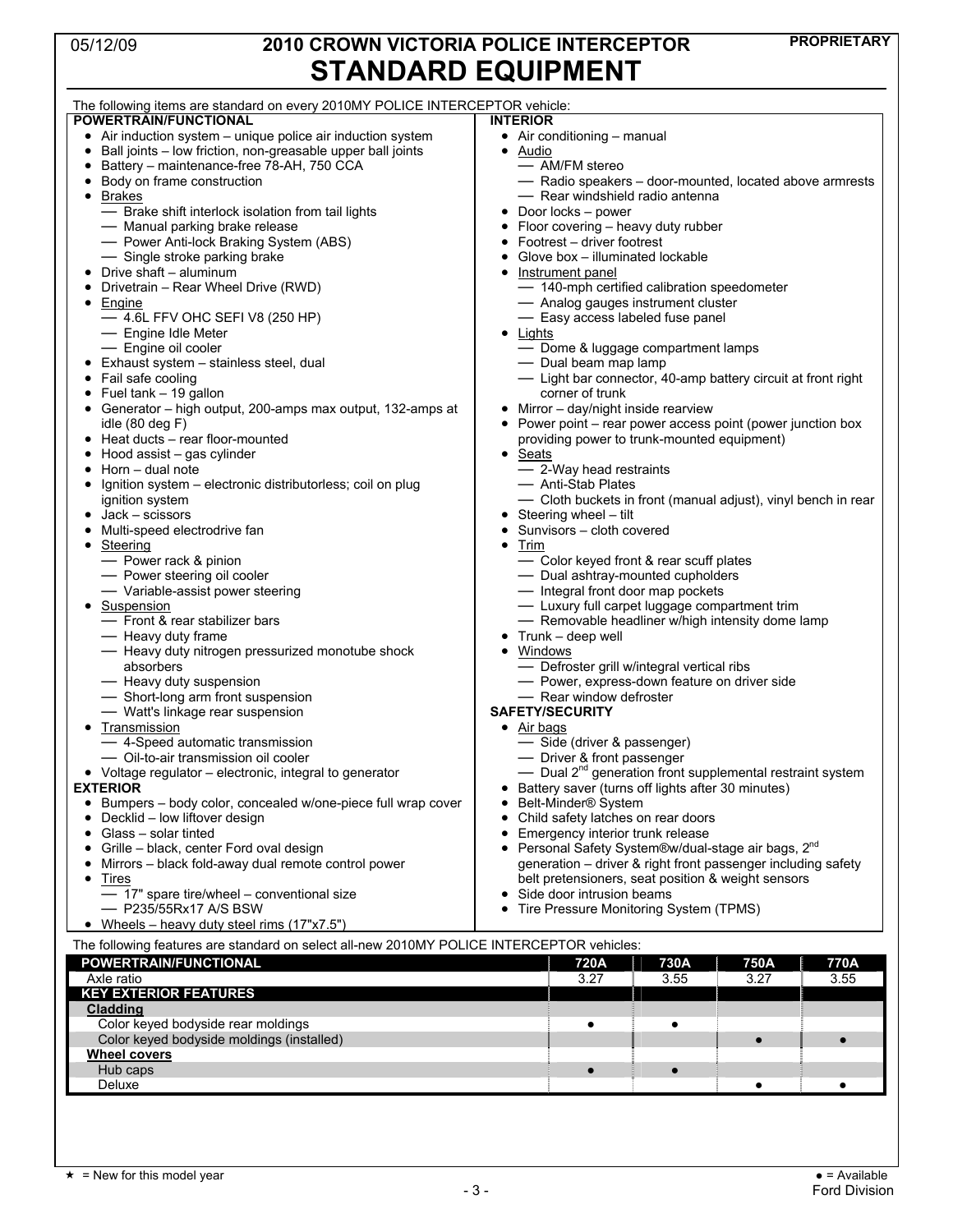05/12/09

# 2010 CROWN VICTORIA POLICE INTERCEPTOR
# STANDARD EQUIPMENT

PROPRIETARY

The following items are standard on every 2010MY POLICE INTERCEPTOR vehicle:

**POWERTRAIN/FUNCTIONAL**

- Air induction system – unique police air induction system
- Ball joints – low friction, non-greasable upper ball joints
- Battery – maintenance-free 78-AH, 750 CCA
- Body on frame construction
- Brakes
  - Brake shift interlock isolation from tail lights
  - Manual parking brake release
  - Power Anti-lock Braking System (ABS)
  - Single stroke parking brake
- Drive shaft – aluminum
- Drivetrain – Rear Wheel Drive (RWD)
- Engine
  - 4.6L FFV OHC SEFI V8 (250 HP)
  - Engine Idle Meter
  - Engine oil cooler
- Exhaust system – stainless steel, dual
- Fail safe cooling
- Fuel tank – 19 gallon
- Generator – high output, 200-amps max output, 132-amps at idle (80 deg F)
- Heat ducts – rear floor-mounted
- Hood assist – gas cylinder
- Horn – dual note
- Ignition system – electronic distributorless; coil on plug ignition system
- Jack – scissors
- Multi-speed electrodrive fan
- Steering
  - Power rack & pinion
  - Power steering oil cooler
  - Variable-assist power steering
- Suspension
  - Front & rear stabilizer bars
  - Heavy duty frame
  - Heavy duty nitrogen pressurized monotube shock absorbers
  - Heavy duty suspension
  - Short-long arm front suspension
  - Watt's linkage rear suspension
- Transmission
  - 4-Speed automatic transmission
  - Oil-to-air transmission oil cooler
- Voltage regulator – electronic, integral to generator

**EXTERIOR**

- Bumpers – body color, concealed w/one-piece full wrap cover
- Decklid – low liftover design
- Glass – solar tinted
- Grille – black, center Ford oval design
- Mirrors – black fold-away dual remote control power
- Tires
  - 17" spare tire/wheel – conventional size
  - P235/55Rx17 A/S BSW
- Wheels – heavy duty steel rims (17"x7.5")

**INTERIOR**

- Air conditioning – manual
- Audio
  - AM/FM stereo
  - Radio speakers – door-mounted, located above armrests
  - Rear windshield radio antenna
- Door locks – power
- Floor covering – heavy duty rubber
- Footrest – driver footrest
- Glove box – illuminated lockable
- Instrument panel
  - 140-mph certified calibration speedometer
  - Analog gauges instrument cluster
  - Easy access labeled fuse panel
- Lights
  - Dome & luggage compartment lamps
  - Dual beam map lamp
  - Light bar connector, 40-amp battery circuit at front right corner of trunk
- Mirror – day/night inside rearview
- Power point – rear power access point (power junction box providing power to trunk-mounted equipment)
- Seats
  - 2-Way head restraints
  - Anti-Stab Plates
  - Cloth buckets in front (manual adjust), vinyl bench in rear
- Steering wheel – tilt
- Sunvisors – cloth covered
- Trim
  - Color keyed front & rear scuff plates
  - Dual ashtray-mounted cupholders
  - Integral front door map pockets
  - Luxury full carpet luggage compartment trim
  - Removable headliner w/high intensity dome lamp
- Trunk – deep well
- Windows
  - Defroster grill w/integral vertical ribs
  - Power, express-down feature on driver side
  - Rear window defroster

**SAFETY/SECURITY**

- Air bags
  - Side (driver & passenger)
  - Driver & front passenger
  - Dual 2nd generation front supplemental restraint system
- Battery saver (turns off lights after 30 minutes)
- Belt-Minder® System
- Child safety latches on rear doors
- Emergency interior trunk release
- Personal Safety System®w/dual-stage air bags, 2nd generation – driver & right front passenger including safety belt pretensioners, seat position & weight sensors
- Side door intrusion beams
- Tire Pressure Monitoring System (TPMS)

The following features are standard on select all-new 2010MY POLICE INTERCEPTOR vehicles:

| POWERTRAIN/FUNCTIONAL | 720A | 730A | 750A | 770A |
|---|---|---|---|---|
| Axle ratio | 3.27 | 3.55 | 3.27 | 3.55 |
| **KEY EXTERIOR FEATURES** | | | | |
| **Cladding** | | | | |
| Color keyed bodyside rear moldings | ● | ● | | |
| Color keyed bodyside moldings (installed) | | | ● | ● |
| **Wheel covers** | | | | |
| Hub caps | ● | ● | | |
| Deluxe | | | ● | ● |

★ = New for this model year

● = Available

Ford Division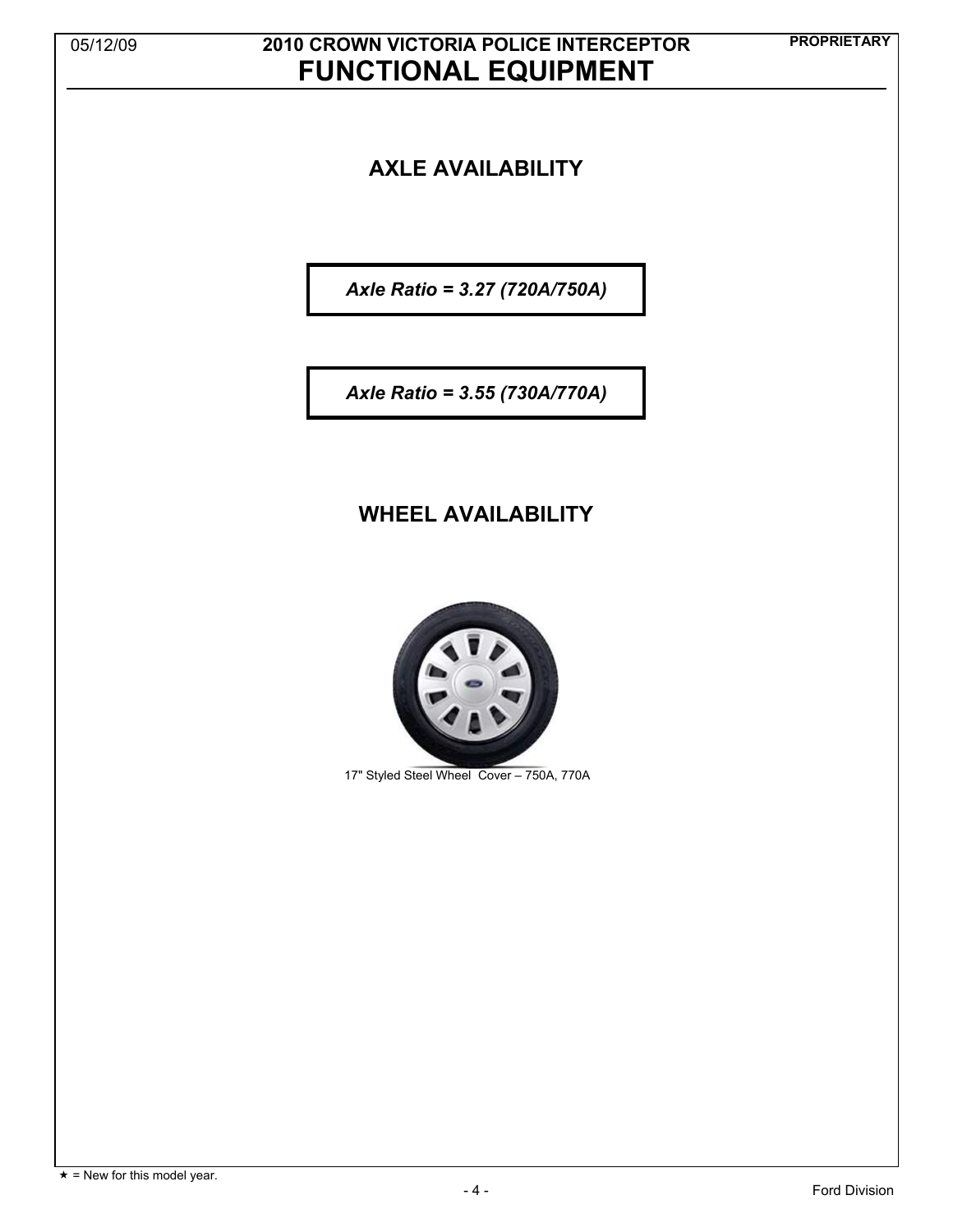# FUNCTIONAL EQUIPMENT

## AXLE AVAILABILITY

*Axle Ratio = 3.27 (720A/750A)*

*Axle Ratio = 3.55 (730A/770A)*

## WHEEL AVAILABILITY

17" Styled Steel Wheel Cover – 750A, 770A

★ = New for this model year.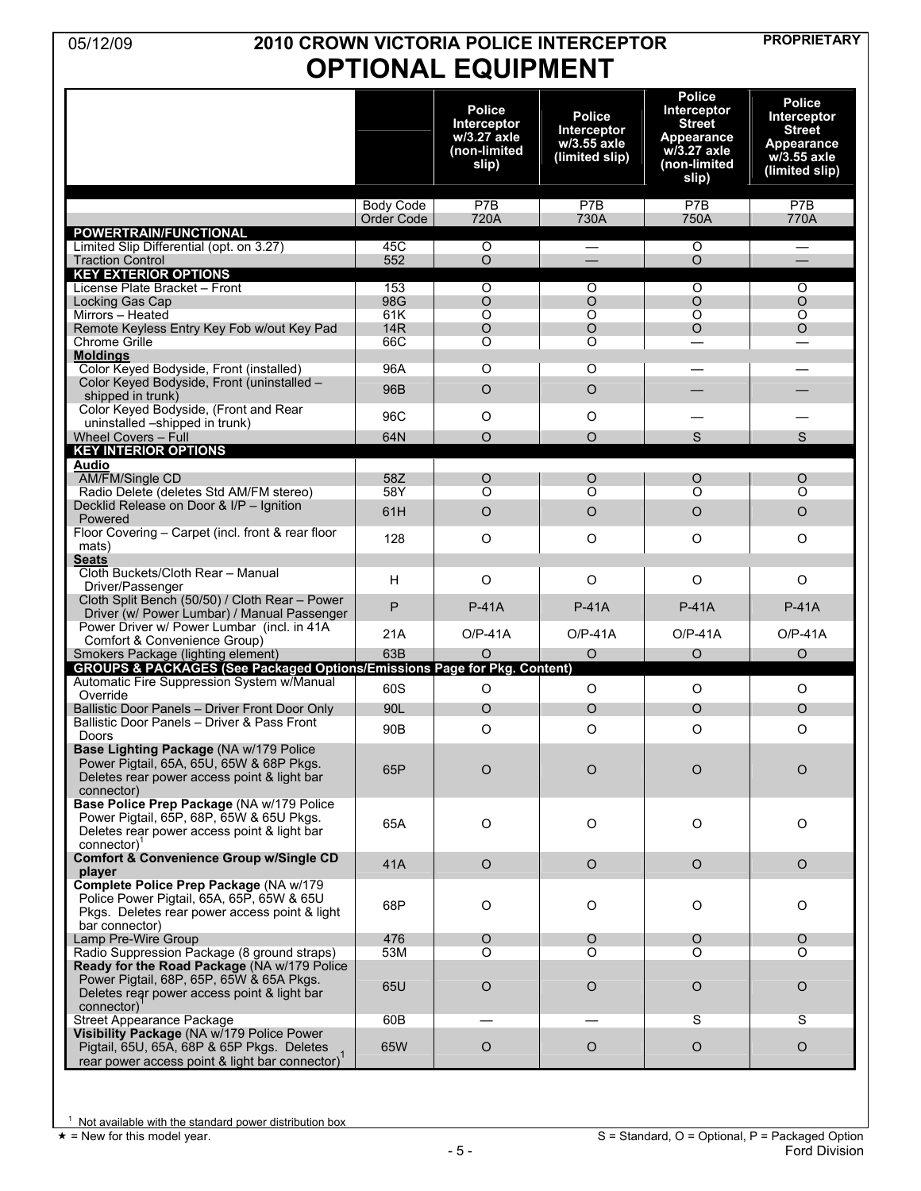05/12/09

# 2010 CROWN VICTORIA POLICE INTERCEPTOR OPTIONAL EQUIPMENT

PROPRIETARY

| | | Police Interceptor w/3.27 axle (non-limited slip) | Police Interceptor w/3.55 axle (limited slip) | Police Interceptor Street Appearance w/3.27 axle (non-limited slip) | Police Interceptor Street Appearance w/3.55 axle (limited slip) |
|---|---|---|---|---|---|
| | Body Code | P7B | P7B | P7B | P7B |
| | Order Code | 720A | 730A | 750A | 770A |
| **POWERTRAIN/FUNCTIONAL** | | | | | |
| Limited Slip Differential (opt. on 3.27) | 45C | O | — | O | — |
| Traction Control | 552 | O | — | O | — |
| **KEY EXTERIOR OPTIONS** | | | | | |
| License Plate Bracket – Front | 153 | O | O | O | O |
| Locking Gas Cap | 98G | O | O | O | O |
| Mirrors – Heated | 61K | O | O | O | O |
| Remote Keyless Entry Key Fob w/out Key Pad | 14R | O | O | O | O |
| Chrome Grille | 66C | O | O | — | — |
| **Moldings** | | | | | |
| Color Keyed Bodyside, Front (installed) | 96A | O | O | — | — |
| Color Keyed Bodyside, Front (uninstalled – shipped in trunk) | 96B | O | O | — | — |
| Color Keyed Bodyside, (Front and Rear uninstalled –shipped in trunk) | 96C | O | O | — | — |
| Wheel Covers – Full | 64N | O | O | S | S |
| **KEY INTERIOR OPTIONS** | | | | | |
| **Audio** | | | | | |
| AM/FM/Single CD | 58Z | O | O | O | O |
| Radio Delete (deletes Std AM/FM stereo) | 58Y | O | O | O | O |
| Decklid Release on Door & I/P – Ignition Powered | 61H | O | O | O | O |
| Floor Covering – Carpet (incl. front & rear floor mats) | 128 | O | O | O | O |
| **Seats** | | | | | |
| Cloth Buckets/Cloth Rear – Manual Driver/Passenger | H | O | O | O | O |
| Cloth Split Bench (50/50) / Cloth Rear – Power Driver (w/ Power Lumbar) / Manual Passenger | P | P-41A | P-41A | P-41A | P-41A |
| Power Driver w/ Power Lumbar (incl. in 41A Comfort & Convenience Group) | 21A | O/P-41A | O/P-41A | O/P-41A | O/P-41A |
| Smokers Package (lighting element) | 63B | O | O | O | O |
| **GROUPS & PACKAGES (See Packaged Options/Emissions Page for Pkg. Content)** | | | | | |
| Automatic Fire Suppression System w/Manual Override | 60S | O | O | O | O |
| Ballistic Door Panels – Driver Front Door Only | 90L | O | O | O | O |
| Ballistic Door Panels – Driver & Pass Front Doors | 90B | O | O | O | O |
| **Base Lighting Package** (NA w/179 Police Power Pigtail, 65A, 65U, 65W & 68P Pkgs. Deletes rear power access point & light bar connector) | 65P | O | O | O | O |
| **Base Police Prep Package** (NA w/179 Police Power Pigtail, 65P, 68P, 65W & 65U Pkgs. Deletes rear power access point & light bar connector)[1] | 65A | O | O | O | O |
| **Comfort & Convenience Group w/Single CD player** | 41A | O | O | O | O |
| **Complete Police Prep Package** (NA w/179 Police Power Pigtail, 65A, 65P, 65W & 65U Pkgs. Deletes rear power access point & light bar connector) | 68P | O | O | O | O |
| Lamp Pre-Wire Group | 476 | O | O | O | O |
| Radio Suppression Package (8 ground straps) | 53M | O | O | O | O |
| **Ready for the Road Package** (NA w/179 Police Power Pigtail, 68P, 65P, 65W & 65A Pkgs. Deletes rear power access point & light bar connector)[1] | 65U | O | O | O | O |
| Street Appearance Package | 60B | — | — | S | S |
| **Visibility Package** (NA w/179 Police Power Pigtail, 65U, 65A, 68P & 65P Pkgs. Deletes rear power access point & light bar connector)[1] | 65W | O | O | O | O |

[1] Not available with the standard power distribution box

★ = New for this model year.

S = Standard, O = Optional, P = Packaged Option

Ford Division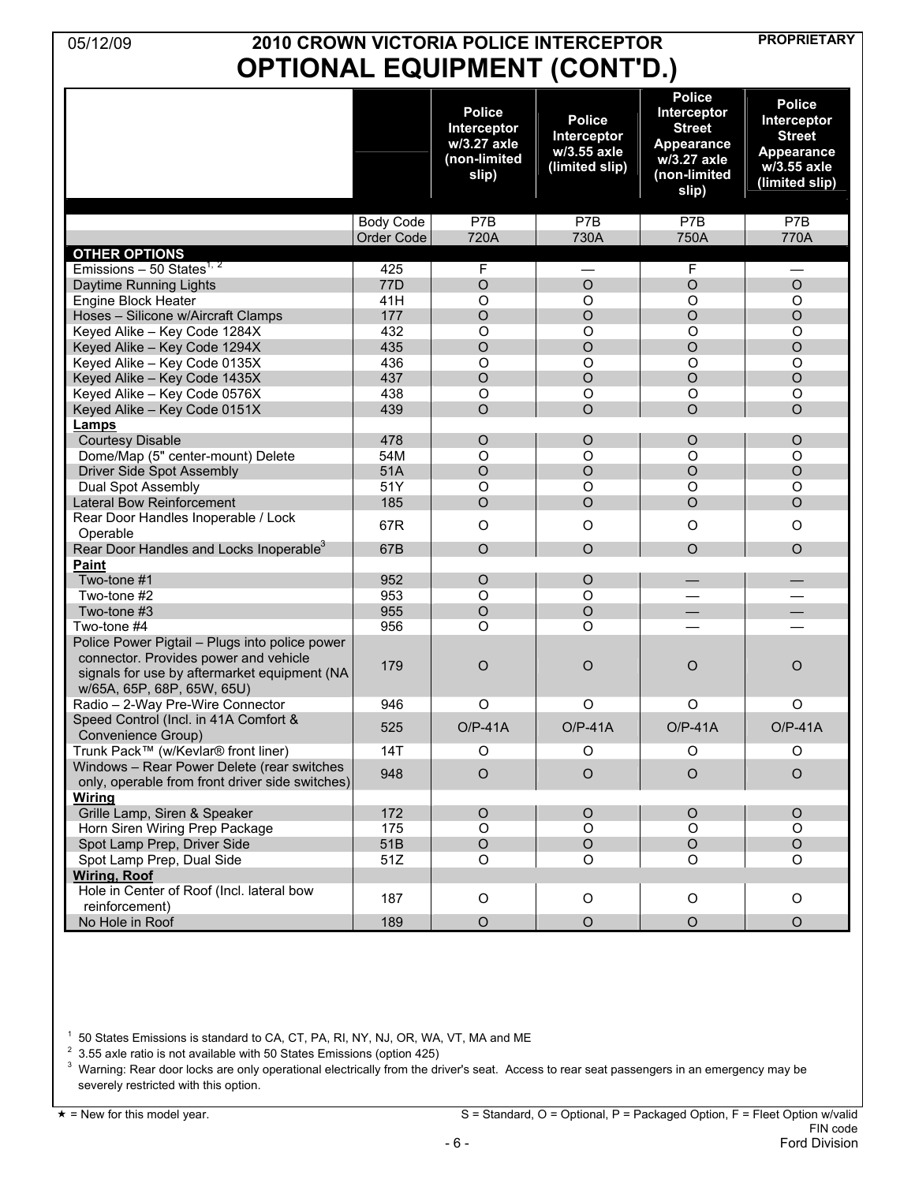# 2010 CROWN VICTORIA POLICE INTERCEPTOR

05/12/09 PROPRIETARY

## OPTIONAL EQUIPMENT (CONT'D.)

| | | Police Interceptor w/3.27 axle (non-limited slip) | Police Interceptor w/3.55 axle (limited slip) | Police Interceptor Street Appearance w/3.27 axle (non-limited slip) | Police Interceptor Street Appearance w/3.55 axle (limited slip) |
|---|---|---|---|---|---|
| | Body Code | P7B | P7B | P7B | P7B |
| | Order Code | 720A | 730A | 750A | 770A |
| **OTHER OPTIONS** | | | | | |
| Emissions – 50 States[1, 2] | 425 | F | — | F | — |
| Daytime Running Lights | 77D | O | O | O | O |
| Engine Block Heater | 41H | O | O | O | O |
| Hoses – Silicone w/Aircraft Clamps | 177 | O | O | O | O |
| Keyed Alike – Key Code 1284X | 432 | O | O | O | O |
| Keyed Alike – Key Code 1294X | 435 | O | O | O | O |
| Keyed Alike – Key Code 0135X | 436 | O | O | O | O |
| Keyed Alike – Key Code 1435X | 437 | O | O | O | O |
| Keyed Alike – Key Code 0576X | 438 | O | O | O | O |
| Keyed Alike – Key Code 0151X | 439 | O | O | O | O |
| **Lamps** | | | | | |
| Courtesy Disable | 478 | O | O | O | O |
| Dome/Map (5" center-mount) Delete | 54M | O | O | O | O |
| Driver Side Spot Assembly | 51A | O | O | O | O |
| Dual Spot Assembly | 51Y | O | O | O | O |
| Lateral Bow Reinforcement | 185 | O | O | O | O |
| Rear Door Handles Inoperable / Lock Operable | 67R | O | O | O | O |
| Rear Door Handles and Locks Inoperable[3] | 67B | O | O | O | O |
| **Paint** | | | | | |
| Two-tone #1 | 952 | O | O | — | — |
| Two-tone #2 | 953 | O | O | — | — |
| Two-tone #3 | 955 | O | O | — | — |
| Two-tone #4 | 956 | O | O | — | — |
| Police Power Pigtail – Plugs into police power connector. Provides power and vehicle signals for use by aftermarket equipment (NA w/65A, 65P, 68P, 65W, 65U) | 179 | O | O | O | O |
| Radio – 2-Way Pre-Wire Connector | 946 | O | O | O | O |
| Speed Control (Incl. in 41A Comfort & Convenience Group) | 525 | O/P-41A | O/P-41A | O/P-41A | O/P-41A |
| Trunk Pack™ (w/Kevlar® front liner) | 14T | O | O | O | O |
| Windows – Rear Power Delete (rear switches only, operable from front driver side switches) | 948 | O | O | O | O |
| **Wiring** | | | | | |
| Grille Lamp, Siren & Speaker | 172 | O | O | O | O |
| Horn Siren Wiring Prep Package | 175 | O | O | O | O |
| Spot Lamp Prep, Driver Side | 51B | O | O | O | O |
| Spot Lamp Prep, Dual Side | 51Z | O | O | O | O |
| **Wiring, Roof** | | | | | |
| Hole in Center of Roof (Incl. lateral bow reinforcement) | 187 | O | O | O | O |
| No Hole in Roof | 189 | O | O | O | O |

[1] 50 States Emissions is standard to CA, CT, PA, RI, NY, NJ, OR, WA, VT, MA and ME

[2] 3.55 axle ratio is not available with 50 States Emissions (option 425)

[3] Warning: Rear door locks are only operational electrically from the driver's seat. Access to rear seat passengers in an emergency may be severely restricted with this option.

★ = New for this model year.

S = Standard, O = Optional, P = Packaged Option, F = Fleet Option w/valid FIN code

Ford Division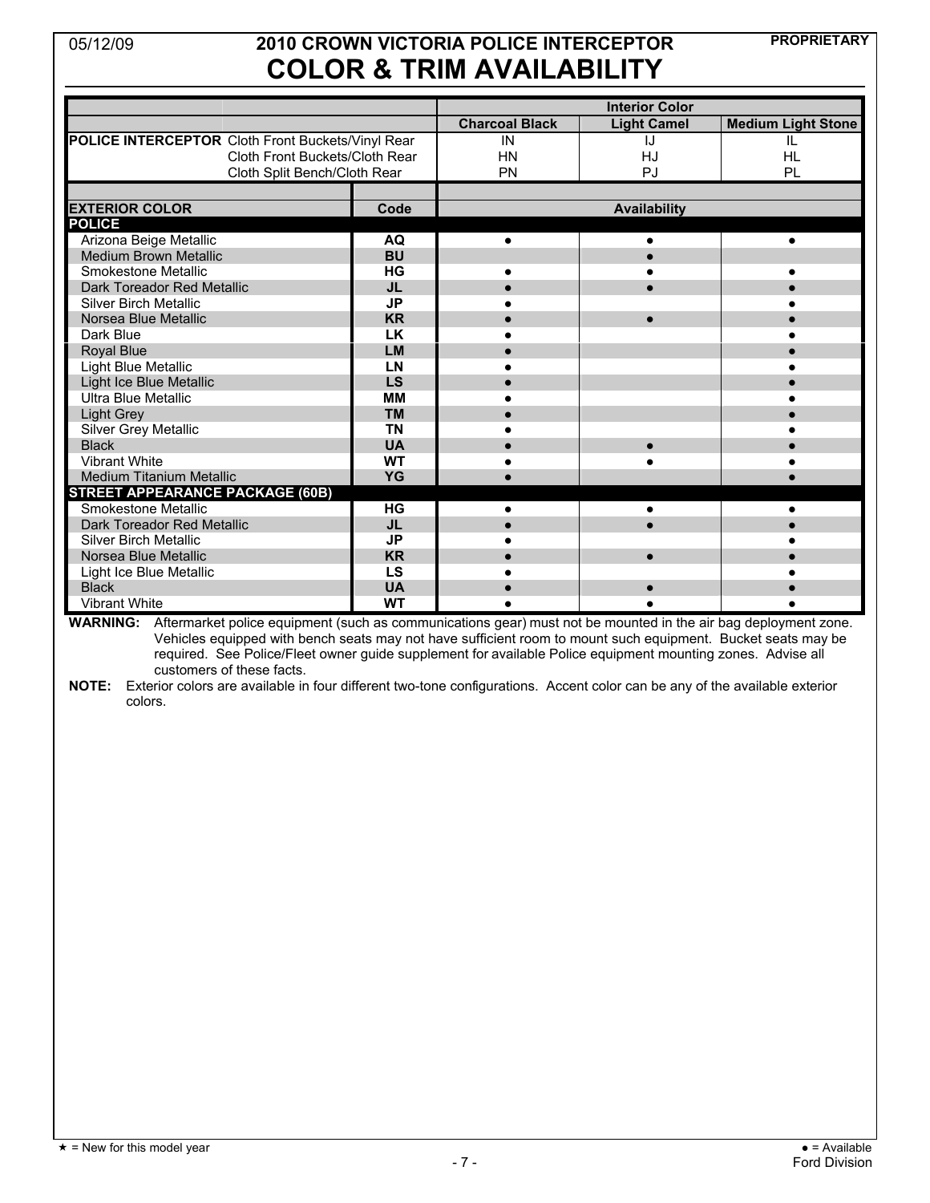# 2010 CROWN VICTORIA POLICE INTERCEPTOR
## COLOR & TRIM AVAILABILITY

05/12/09 | PROPRIETARY

| | | | Interior Color | | |
|---|---|---|---|---|---|
| | | | **Charcoal Black** | **Light Camel** | **Medium Light Stone** |
| **POLICE INTERCEPTOR** | Cloth Front Buckets/Vinyl Rear | | IN | IJ | IL |
| | Cloth Front Buckets/Cloth Rear | | HN | HJ | HL |
| | Cloth Split Bench/Cloth Rear | | PN | PJ | PL |
| **EXTERIOR COLOR** | | **Code** | | **Availability** | |
| **POLICE** | | | | | |
| Arizona Beige Metallic | | **AQ** | ● | ● | ● |
| Medium Brown Metallic | | **BU** | | ● | |
| Smokestone Metallic | | **HG** | ● | ● | ● |
| Dark Toreador Red Metallic | | **JL** | ● | ● | ● |
| Silver Birch Metallic | | **JP** | ● | | ● |
| Norsea Blue Metallic | | **KR** | ● | ● | ● |
| Dark Blue | | **LK** | ● | | ● |
| Royal Blue | | **LM** | ● | | ● |
| Light Blue Metallic | | **LN** | ● | | ● |
| Light Ice Blue Metallic | | **LS** | ● | | ● |
| Ultra Blue Metallic | | **MM** | ● | | ● |
| Light Grey | | **TM** | ● | | ● |
| Silver Grey Metallic | | **TN** | ● | | ● |
| Black | | **UA** | ● | ● | ● |
| Vibrant White | | **WT** | ● | ● | ● |
| Medium Titanium Metallic | | **YG** | ● | | ● |
| **STREET APPEARANCE PACKAGE (60B)** | | | | | |
| Smokestone Metallic | | **HG** | ● | ● | ● |
| Dark Toreador Red Metallic | | **JL** | ● | ● | ● |
| Silver Birch Metallic | | **JP** | ● | | ● |
| Norsea Blue Metallic | | **KR** | ● | ● | ● |
| Light Ice Blue Metallic | | **LS** | ● | | ● |
| Black | | **UA** | ● | ● | ● |
| Vibrant White | | **WT** | ● | ● | ● |

**WARNING:** Aftermarket police equipment (such as communications gear) must not be mounted in the air bag deployment zone. Vehicles equipped with bench seats may not have sufficient room to mount such equipment. Bucket seats may be required. See Police/Fleet owner guide supplement for available Police equipment mounting zones. Advise all customers of these facts.

**NOTE:** Exterior colors are available in four different two-tone configurations. Accent color can be any of the available exterior colors.

★ = New for this model year

● = Available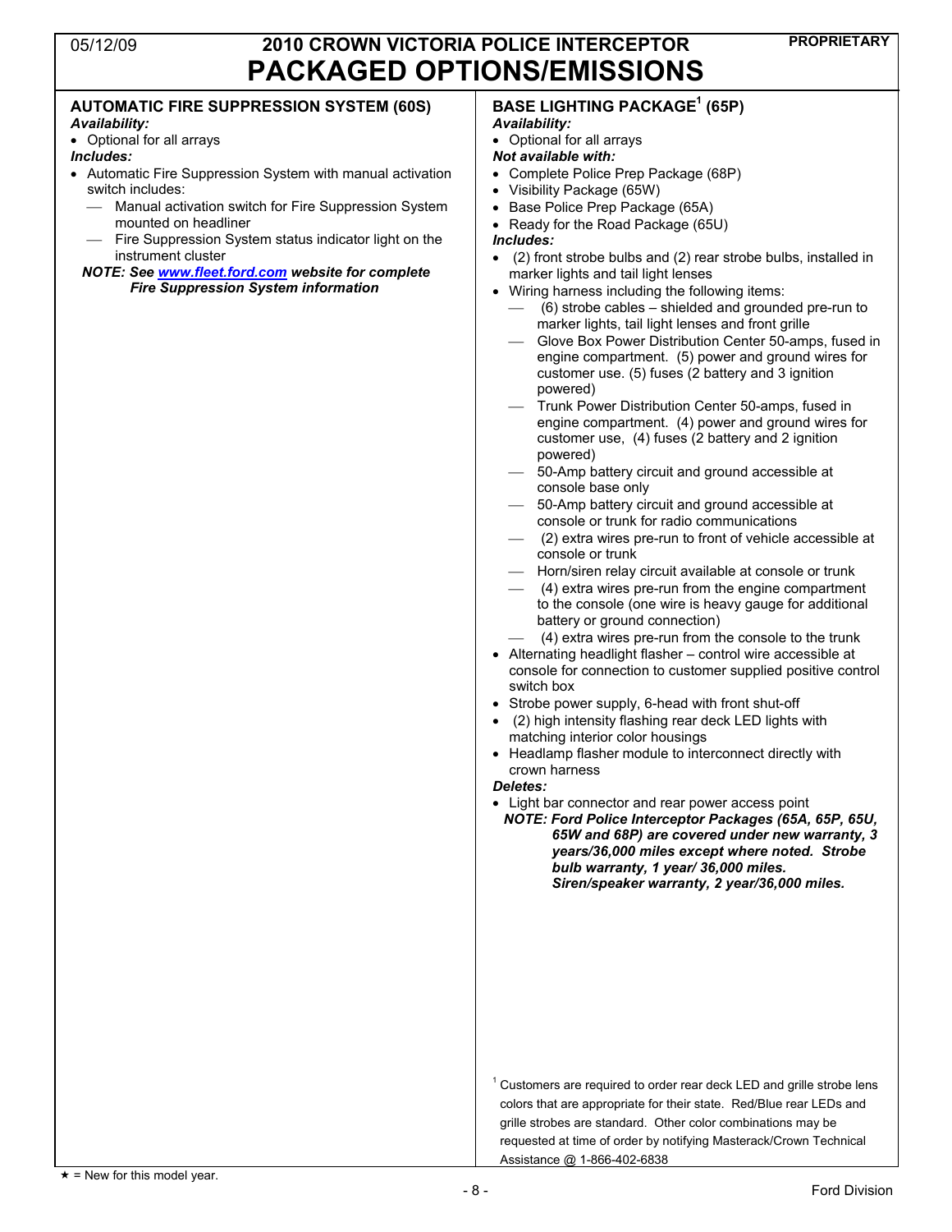# 2010 CROWN VICTORIA POLICE INTERCEPTOR
# PACKAGED OPTIONS/EMISSIONS

05/12/09

PROPRIETARY

## AUTOMATIC FIRE SUPPRESSION SYSTEM (60S)

***Availability:***

- Optional for all arrays

***Includes:***

- Automatic Fire Suppression System with manual activation switch includes:
  - Manual activation switch for Fire Suppression System mounted on headliner
  - Fire Suppression System status indicator light on the instrument cluster

***NOTE: See [www.fleet.ford.com](http://www.fleet.ford.com) website for complete Fire Suppression System information***

## BASE LIGHTING PACKAGE[1] (65P)

***Availability:***

- Optional for all arrays

***Not available with:***

- Complete Police Prep Package (68P)
- Visibility Package (65W)
- Base Police Prep Package (65A)
- Ready for the Road Package (65U)

***Includes:***

- (2) front strobe bulbs and (2) rear strobe bulbs, installed in marker lights and tail light lenses
- Wiring harness including the following items:
  - (6) strobe cables – shielded and grounded pre-run to marker lights, tail light lenses and front grille
  - Glove Box Power Distribution Center 50-amps, fused in engine compartment. (5) power and ground wires for customer use. (5) fuses (2 battery and 3 ignition powered)
  - Trunk Power Distribution Center 50-amps, fused in engine compartment. (4) power and ground wires for customer use, (4) fuses (2 battery and 2 ignition powered)
  - 50-Amp battery circuit and ground accessible at console base only
  - 50-Amp battery circuit and ground accessible at console or trunk for radio communications
  - (2) extra wires pre-run to front of vehicle accessible at console or trunk
  - Horn/siren relay circuit available at console or trunk
  - (4) extra wires pre-run from the engine compartment to the console (one wire is heavy gauge for additional battery or ground connection)
  - (4) extra wires pre-run from the console to the trunk
- Alternating headlight flasher – control wire accessible at console for connection to customer supplied positive control switch box
- Strobe power supply, 6-head with front shut-off
- (2) high intensity flashing rear deck LED lights with matching interior color housings
- Headlamp flasher module to interconnect directly with crown harness

***Deletes:***

- Light bar connector and rear power access point

***NOTE: Ford Police Interceptor Packages (65A, 65P, 65U, 65W and 68P) are covered under new warranty, 3 years/36,000 miles except where noted. Strobe bulb warranty, 1 year/ 36,000 miles. Siren/speaker warranty, 2 year/36,000 miles.***

[1] Customers are required to order rear deck LED and grille strobe lens colors that are appropriate for their state. Red/Blue rear LEDs and grille strobes are standard. Other color combinations may be requested at time of order by notifying Masterack/Crown Technical Assistance @ 1-866-402-6838

★ = New for this model year.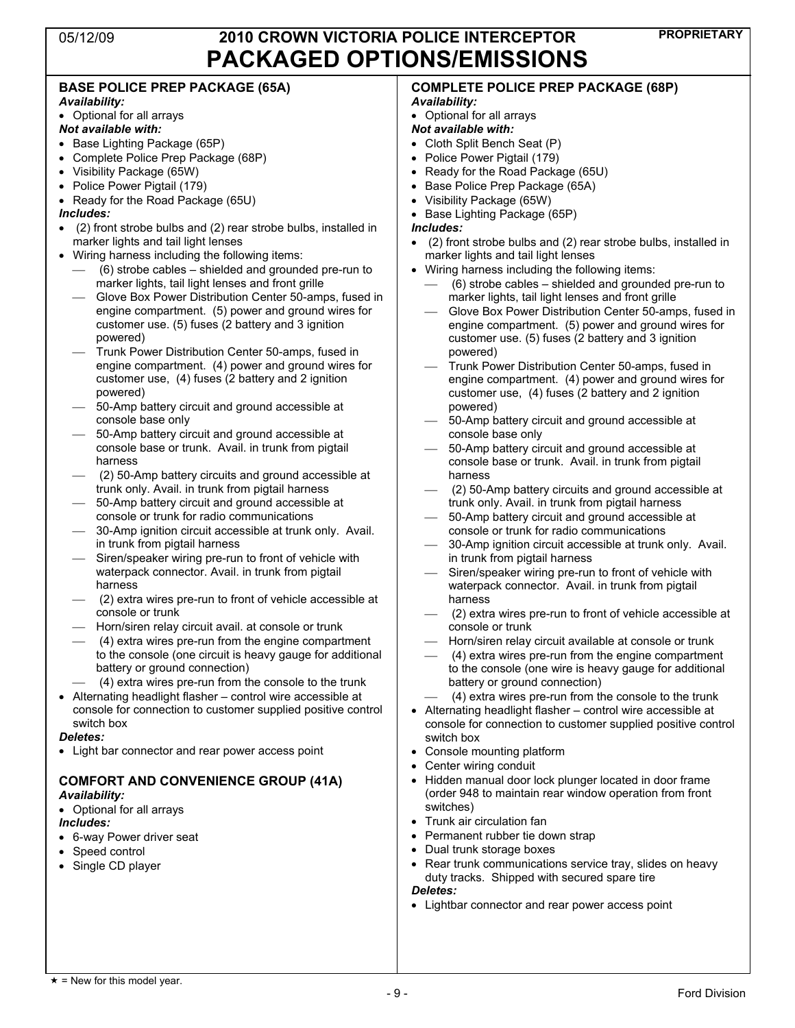# 2010 CROWN VICTORIA POLICE INTERCEPTOR
# PACKAGED OPTIONS/EMISSIONS

05/12/09 — PROPRIETARY

## BASE POLICE PREP PACKAGE (65A)

***Availability:***
- Optional for all arrays

***Not available with:***
- Base Lighting Package (65P)
- Complete Police Prep Package (68P)
- Visibility Package (65W)
- Police Power Pigtail (179)
- Ready for the Road Package (65U)

***Includes:***
- (2) front strobe bulbs and (2) rear strobe bulbs, installed in marker lights and tail light lenses
- Wiring harness including the following items:
  - (6) strobe cables – shielded and grounded pre-run to marker lights, tail light lenses and front grille
  - Glove Box Power Distribution Center 50-amps, fused in engine compartment. (5) power and ground wires for customer use. (5) fuses (2 battery and 3 ignition powered)
  - Trunk Power Distribution Center 50-amps, fused in engine compartment. (4) power and ground wires for customer use, (4) fuses (2 battery and 2 ignition powered)
  - 50-Amp battery circuit and ground accessible at console base only
  - 50-Amp battery circuit and ground accessible at console base or trunk. Avail. in trunk from pigtail harness
  - (2) 50-Amp battery circuits and ground accessible at trunk only. Avail. in trunk from pigtail harness
  - 50-Amp battery circuit and ground accessible at console or trunk for radio communications
  - 30-Amp ignition circuit accessible at trunk only. Avail. in trunk from pigtail harness
  - Siren/speaker wiring pre-run to front of vehicle with waterpack connector. Avail. in trunk from pigtail harness
  - (2) extra wires pre-run to front of vehicle accessible at console or trunk
  - Horn/siren relay circuit avail. at console or trunk
  - (4) extra wires pre-run from the engine compartment to the console (one circuit is heavy gauge for additional battery or ground connection)
  - (4) extra wires pre-run from the console to the trunk
- Alternating headlight flasher – control wire accessible at console for connection to customer supplied positive control switch box

***Deletes:***
- Light bar connector and rear power access point

## COMFORT AND CONVENIENCE GROUP (41A)

***Availability:***
- Optional for all arrays

***Includes:***
- 6-way Power driver seat
- Speed control
- Single CD player

## COMPLETE POLICE PREP PACKAGE (68P)

***Availability:***
- Optional for all arrays

***Not available with:***
- Cloth Split Bench Seat (P)
- Police Power Pigtail (179)
- Ready for the Road Package (65U)
- Base Police Prep Package (65A)
- Visibility Package (65W)
- Base Lighting Package (65P)

***Includes:***
- (2) front strobe bulbs and (2) rear strobe bulbs, installed in marker lights and tail light lenses
- Wiring harness including the following items:
  - (6) strobe cables – shielded and grounded pre-run to marker lights, tail light lenses and front grille
  - Glove Box Power Distribution Center 50-amps, fused in engine compartment. (5) power and ground wires for customer use. (5) fuses (2 battery and 3 ignition powered)
  - Trunk Power Distribution Center 50-amps, fused in engine compartment. (4) power and ground wires for customer use, (4) fuses (2 battery and 2 ignition powered)
  - 50-Amp battery circuit and ground accessible at console base only
  - 50-Amp battery circuit and ground accessible at console base or trunk. Avail. in trunk from pigtail harness
  - (2) 50-Amp battery circuits and ground accessible at trunk only. Avail. in trunk from pigtail harness
  - 50-Amp battery circuit and ground accessible at console or trunk for radio communications
  - 30-Amp ignition circuit accessible at trunk only. Avail. in trunk from pigtail harness
  - Siren/speaker wiring pre-run to front of vehicle with waterpack connector. Avail. in trunk from pigtail harness
  - (2) extra wires pre-run to front of vehicle accessible at console or trunk
  - Horn/siren relay circuit available at console or trunk
  - (4) extra wires pre-run from the engine compartment to the console (one wire is heavy gauge for additional battery or ground connection)
  - (4) extra wires pre-run from the console to the trunk
- Alternating headlight flasher – control wire accessible at console for connection to customer supplied positive control switch box
- Console mounting platform
- Center wiring conduit
- Hidden manual door lock plunger located in door frame (order 948 to maintain rear window operation from front switches)
- Trunk air circulation fan
- Permanent rubber tie down strap
- Dual trunk storage boxes
- Rear trunk communications service tray, slides on heavy duty tracks. Shipped with secured spare tire

***Deletes:***
- Lightbar connector and rear power access point

★ = New for this model year.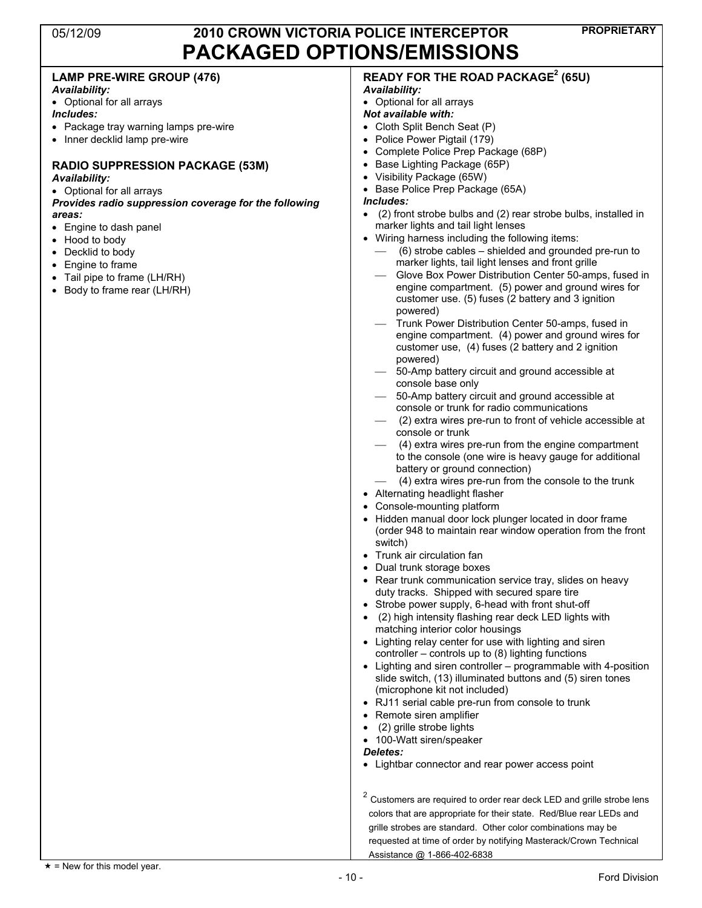# 2010 CROWN VICTORIA POLICE INTERCEPTOR
# PACKAGED OPTIONS/EMISSIONS

### LAMP PRE-WIRE GROUP (476)

***Availability:***

- Optional for all arrays

***Includes:***

- Package tray warning lamps pre-wire
- Inner decklid lamp pre-wire

### RADIO SUPPRESSION PACKAGE (53M)

***Availability:***

- Optional for all arrays

***Provides radio suppression coverage for the following areas:***

- Engine to dash panel
- Hood to body
- Decklid to body
- Engine to frame
- Tail pipe to frame (LH/RH)
- Body to frame rear (LH/RH)

### READY FOR THE ROAD PACKAGE[2] (65U)

***Availability:***

- Optional for all arrays

***Not available with:***

- Cloth Split Bench Seat (P)
- Police Power Pigtail (179)
- Complete Police Prep Package (68P)
- Base Lighting Package (65P)
- Visibility Package (65W)
- Base Police Prep Package (65A)

***Includes:***

- (2) front strobe bulbs and (2) rear strobe bulbs, installed in marker lights and tail light lenses
- Wiring harness including the following items:
  - (6) strobe cables – shielded and grounded pre-run to marker lights, tail light lenses and front grille
  - Glove Box Power Distribution Center 50-amps, fused in engine compartment. (5) power and ground wires for customer use. (5) fuses (2 battery and 3 ignition powered)
  - Trunk Power Distribution Center 50-amps, fused in engine compartment. (4) power and ground wires for customer use, (4) fuses (2 battery and 2 ignition powered)
  - 50-Amp battery circuit and ground accessible at console base only
  - 50-Amp battery circuit and ground accessible at console or trunk for radio communications
  - (2) extra wires pre-run to front of vehicle accessible at console or trunk
  - (4) extra wires pre-run from the engine compartment to the console (one wire is heavy gauge for additional battery or ground connection)
  - (4) extra wires pre-run from the console to the trunk
- Alternating headlight flasher
- Console-mounting platform
- Hidden manual door lock plunger located in door frame (order 948 to maintain rear window operation from the front switch)
- Trunk air circulation fan
- Dual trunk storage boxes
- Rear trunk communication service tray, slides on heavy duty tracks. Shipped with secured spare tire
- Strobe power supply, 6-head with front shut-off
- (2) high intensity flashing rear deck LED lights with matching interior color housings
- Lighting relay center for use with lighting and siren controller – controls up to (8) lighting functions
- Lighting and siren controller – programmable with 4-position slide switch, (13) illuminated buttons and (5) siren tones (microphone kit not included)
- RJ11 serial cable pre-run from console to trunk
- Remote siren amplifier
- (2) grille strobe lights
- 100-Watt siren/speaker

***Deletes:***

- Lightbar connector and rear power access point

[2] Customers are required to order rear deck LED and grille strobe lens colors that are appropriate for their state. Red/Blue rear LEDs and grille strobes are standard. Other color combinations may be requested at time of order by notifying Masterack/Crown Technical Assistance @ 1-866-402-6838

★ = New for this model year.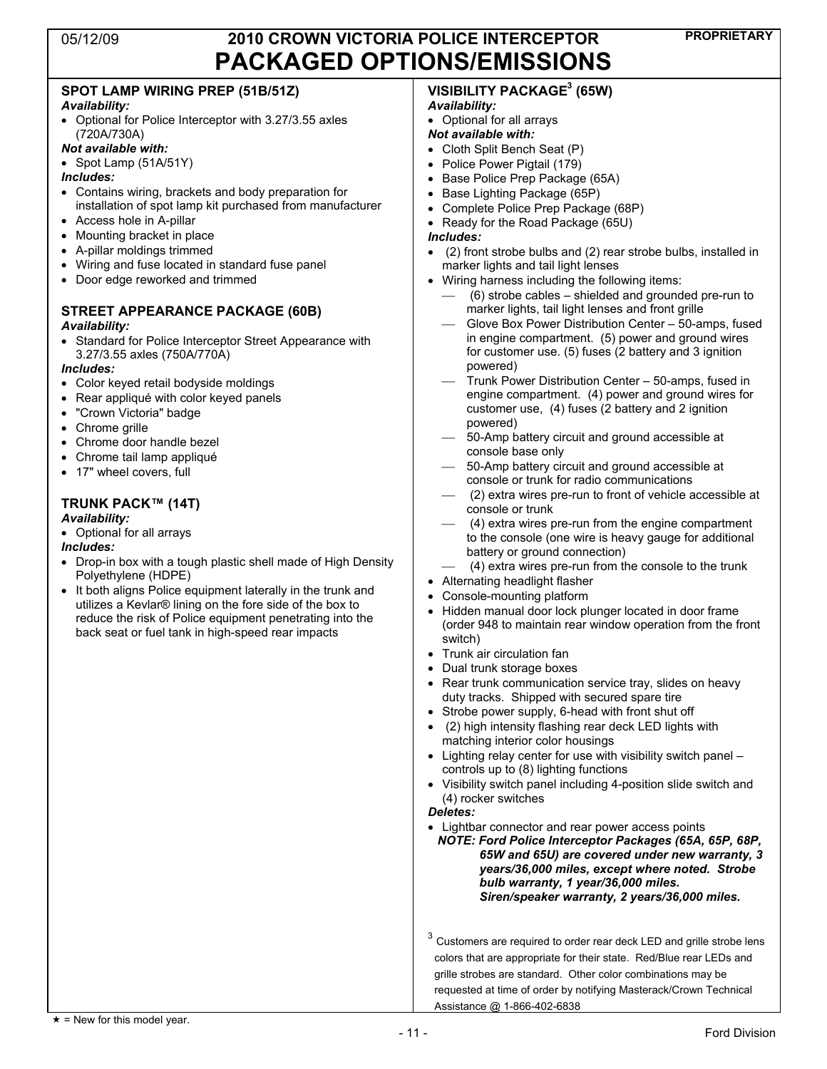# 2010 CROWN VICTORIA POLICE INTERCEPTOR PACKAGED OPTIONS/EMISSIONS

### SPOT LAMP WIRING PREP (51B/51Z)

***Availability:***

- Optional for Police Interceptor with 3.27/3.55 axles (720A/730A)

***Not available with:***

- Spot Lamp (51A/51Y)

***Includes:***

- Contains wiring, brackets and body preparation for installation of spot lamp kit purchased from manufacturer
- Access hole in A-pillar
- Mounting bracket in place
- A-pillar moldings trimmed
- Wiring and fuse located in standard fuse panel
- Door edge reworked and trimmed

### STREET APPEARANCE PACKAGE (60B)

***Availability:***

- Standard for Police Interceptor Street Appearance with 3.27/3.55 axles (750A/770A)

***Includes:***

- Color keyed retail bodyside moldings
- Rear appliqué with color keyed panels
- "Crown Victoria" badge
- Chrome grille
- Chrome door handle bezel
- Chrome tail lamp appliqué
- 17" wheel covers, full

### TRUNK PACK™ (14T)

***Availability:***

- Optional for all arrays

***Includes:***

- Drop-in box with a tough plastic shell made of High Density Polyethylene (HDPE)
- It both aligns Police equipment laterally in the trunk and utilizes a Kevlar® lining on the fore side of the box to reduce the risk of Police equipment penetrating into the back seat or fuel tank in high-speed rear impacts

### VISIBILITY PACKAGE[3] (65W)

***Availability:***

- Optional for all arrays

***Not available with:***

- Cloth Split Bench Seat (P)
- Police Power Pigtail (179)
- Base Police Prep Package (65A)
- Base Lighting Package (65P)
- Complete Police Prep Package (68P)
- Ready for the Road Package (65U)

***Includes:***

- (2) front strobe bulbs and (2) rear strobe bulbs, installed in marker lights and tail light lenses
- Wiring harness including the following items:
  - (6) strobe cables – shielded and grounded pre-run to marker lights, tail light lenses and front grille
  - Glove Box Power Distribution Center – 50-amps, fused in engine compartment. (5) power and ground wires for customer use. (5) fuses (2 battery and 3 ignition powered)
  - Trunk Power Distribution Center – 50-amps, fused in engine compartment. (4) power and ground wires for customer use, (4) fuses (2 battery and 2 ignition powered)
  - 50-Amp battery circuit and ground accessible at console base only
  - 50-Amp battery circuit and ground accessible at console or trunk for radio communications
  - (2) extra wires pre-run to front of vehicle accessible at console or trunk
  - (4) extra wires pre-run from the engine compartment to the console (one wire is heavy gauge for additional battery or ground connection)
  - (4) extra wires pre-run from the console to the trunk
- Alternating headlight flasher
- Console-mounting platform
- Hidden manual door lock plunger located in door frame (order 948 to maintain rear window operation from the front switch)
- Trunk air circulation fan
- Dual trunk storage boxes
- Rear trunk communication service tray, slides on heavy duty tracks. Shipped with secured spare tire
- Strobe power supply, 6-head with front shut off
- (2) high intensity flashing rear deck LED lights with matching interior color housings
- Lighting relay center for use with visibility switch panel – controls up to (8) lighting functions
- Visibility switch panel including 4-position slide switch and (4) rocker switches

***Deletes:***

- Lightbar connector and rear power access points

***NOTE: Ford Police Interceptor Packages (65A, 65P, 68P, 65W and 65U) are covered under new warranty, 3 years/36,000 miles, except where noted. Strobe bulb warranty, 1 year/36,000 miles. Siren/speaker warranty, 2 years/36,000 miles.***

[3] Customers are required to order rear deck LED and grille strobe lens colors that are appropriate for their state. Red/Blue rear LEDs and grille strobes are standard. Other color combinations may be requested at time of order by notifying Masterack/Crown Technical Assistance @ 1-866-402-6838

★ = New for this model year.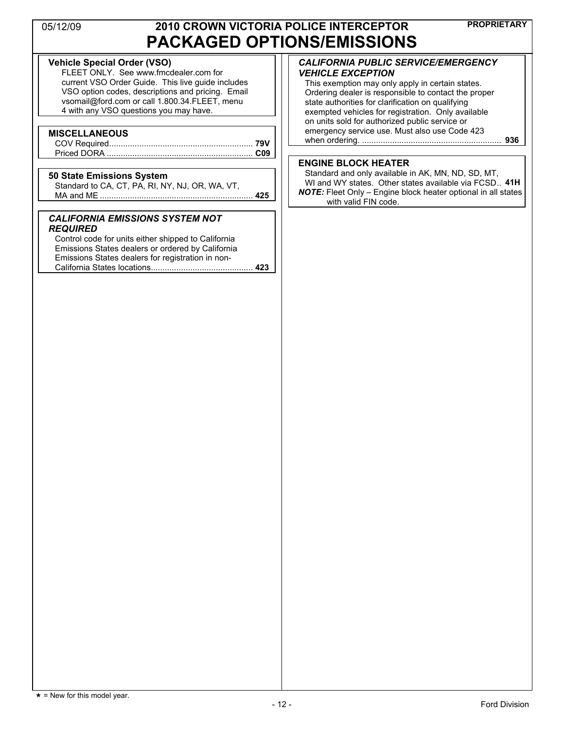# 2010 CROWN VICTORIA POLICE INTERCEPTOR
## PACKAGED OPTIONS/EMISSIONS

**Vehicle Special Order (VSO)**
FLEET ONLY. See www.fmcdealer.com for current VSO Order Guide. This live guide includes VSO option codes, descriptions and pricing. Email vsomail@ford.com or call 1.800.34.FLEET, menu 4 with any VSO questions you may have.

**MISCELLANEOUS**
COV Required............................................................ **79V**
Priced DORA ............................................................... **C09**

**50 State Emissions System**
Standard to CA, CT, PA, RI, NY, NJ, OR, WA, VT, MA and ME .................................................................. **425**

***CALIFORNIA EMISSIONS SYSTEM NOT REQUIRED***
Control code for units either shipped to California Emissions States dealers or ordered by California Emissions States dealers for registration in non-California States locations............................................ **423**

***CALIFORNIA PUBLIC SERVICE/EMERGENCY VEHICLE EXCEPTION***
This exemption may only apply in certain states. Ordering dealer is responsible to contact the proper state authorities for clarification on qualifying exempted vehicles for registration. Only available on units sold for authorized public service or emergency service use. Must also use Code 423 when ordering. ............................................................ **936**

**ENGINE BLOCK HEATER**
Standard and only available in AK, MN, ND, SD, MT, WI and WY states. Other states available via FCSD.. **41H**
***NOTE:*** Fleet Only – Engine block heater optional in all states with valid FIN code.

★ = New for this model year.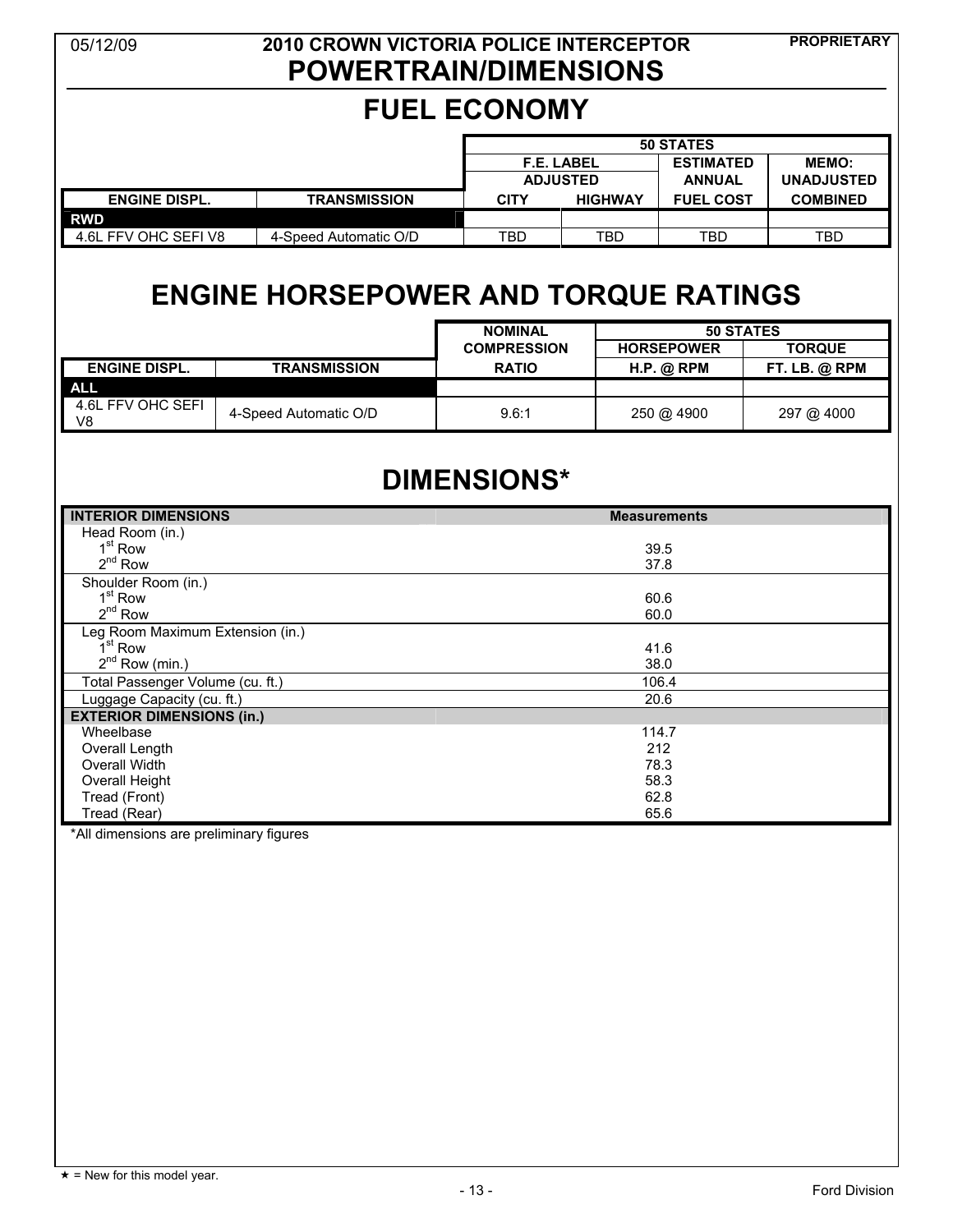# POWERTRAIN/DIMENSIONS

## FUEL ECONOMY

| | | 50 STATES | | | |
|---|---|---|---|---|---|
| | | F.E. LABEL ADJUSTED | | ESTIMATED ANNUAL | MEMO: UNADJUSTED |
| ENGINE DISPL. | TRANSMISSION | CITY | HIGHWAY | FUEL COST | COMBINED |
| **RWD** | | | | | |
| 4.6L FFV OHC SEFI V8 | 4-Speed Automatic O/D | TBD | TBD | TBD | TBD |

## ENGINE HORSEPOWER AND TORQUE RATINGS

| | | NOMINAL COMPRESSION | 50 STATES | |
|---|---|---|---|---|
| | | | HORSEPOWER | TORQUE |
| ENGINE DISPL. | TRANSMISSION | RATIO | H.P. @ RPM | FT. LB. @ RPM |
| **ALL** | | | | |
| 4.6L FFV OHC SEFI V8 | 4-Speed Automatic O/D | 9.6:1 | 250 @ 4900 | 297 @ 4000 |

## DIMENSIONS*

| INTERIOR DIMENSIONS | Measurements |
|---|---|
| Head Room (in.) | |
| 1st Row | 39.5 |
| 2nd Row | 37.8 |
| Shoulder Room (in.) | |
| 1st Row | 60.6 |
| 2nd Row | 60.0 |
| Leg Room Maximum Extension (in.) | |
| 1st Row | 41.6 |
| 2nd Row (min.) | 38.0 |
| Total Passenger Volume (cu. ft.) | 106.4 |
| Luggage Capacity (cu. ft.) | 20.6 |
| **EXTERIOR DIMENSIONS (in.)** | |
| Wheelbase | 114.7 |
| Overall Length | 212 |
| Overall Width | 78.3 |
| Overall Height | 58.3 |
| Tread (Front) | 62.8 |
| Tread (Rear) | 65.6 |

*All dimensions are preliminary figures

★ = New for this model year.